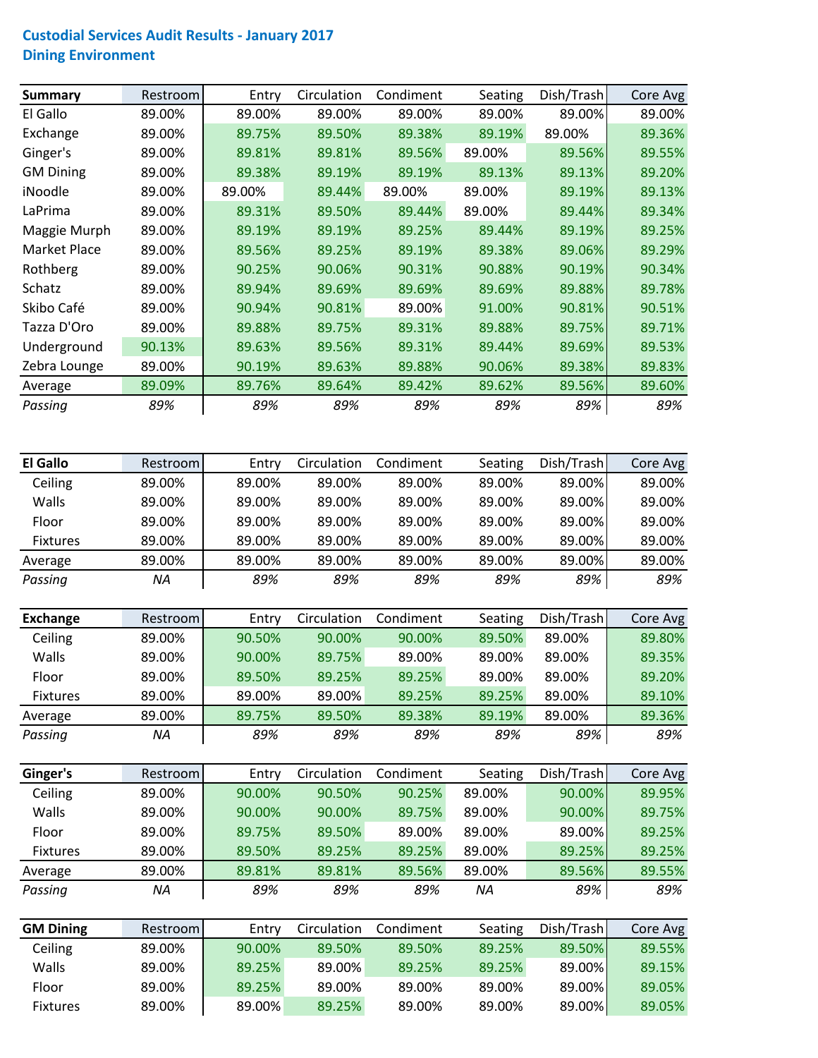**Custodial Services Audit Results - January 2017**
**Dining Environment**

| Summary | Restroom | Entry | Circulation | Condiment | Seating | Dish/Trash | Core Avg |
|---|---|---|---|---|---|---|---|
| El Gallo | 89.00% | 89.00% | 89.00% | 89.00% | 89.00% | 89.00% | 89.00% |
| Exchange | 89.00% | 89.75% | 89.50% | 89.38% | 89.19% | 89.00% | 89.36% |
| Ginger's | 89.00% | 89.81% | 89.81% | 89.56% | 89.00% | 89.56% | 89.55% |
| GM Dining | 89.00% | 89.38% | 89.19% | 89.19% | 89.13% | 89.13% | 89.20% |
| iNoodle | 89.00% | 89.00% | 89.44% | 89.00% | 89.00% | 89.19% | 89.13% |
| LaPrima | 89.00% | 89.31% | 89.50% | 89.44% | 89.00% | 89.44% | 89.34% |
| Maggie Murph | 89.00% | 89.19% | 89.19% | 89.25% | 89.44% | 89.19% | 89.25% |
| Market Place | 89.00% | 89.56% | 89.25% | 89.19% | 89.38% | 89.06% | 89.29% |
| Rothberg | 89.00% | 90.25% | 90.06% | 90.31% | 90.88% | 90.19% | 90.34% |
| Schatz | 89.00% | 89.94% | 89.69% | 89.69% | 89.69% | 89.88% | 89.78% |
| Skibo Café | 89.00% | 90.94% | 90.81% | 89.00% | 91.00% | 90.81% | 90.51% |
| Tazza D'Oro | 89.00% | 89.88% | 89.75% | 89.31% | 89.88% | 89.75% | 89.71% |
| Underground | 90.13% | 89.63% | 89.56% | 89.31% | 89.44% | 89.69% | 89.53% |
| Zebra Lounge | 89.00% | 90.19% | 89.63% | 89.88% | 90.06% | 89.38% | 89.83% |
| Average | 89.09% | 89.76% | 89.64% | 89.42% | 89.62% | 89.56% | 89.60% |
| *Passing* | *89%* | *89%* | *89%* | *89%* | *89%* | *89%* | *89%* |

| El Gallo | Restroom | Entry | Circulation | Condiment | Seating | Dish/Trash | Core Avg |
|---|---|---|---|---|---|---|---|
| Ceiling | 89.00% | 89.00% | 89.00% | 89.00% | 89.00% | 89.00% | 89.00% |
| Walls | 89.00% | 89.00% | 89.00% | 89.00% | 89.00% | 89.00% | 89.00% |
| Floor | 89.00% | 89.00% | 89.00% | 89.00% | 89.00% | 89.00% | 89.00% |
| Fixtures | 89.00% | 89.00% | 89.00% | 89.00% | 89.00% | 89.00% | 89.00% |
| Average | 89.00% | 89.00% | 89.00% | 89.00% | 89.00% | 89.00% | 89.00% |
| *Passing* | *NA* | *89%* | *89%* | *89%* | *89%* | *89%* | *89%* |

| Exchange | Restroom | Entry | Circulation | Condiment | Seating | Dish/Trash | Core Avg |
|---|---|---|---|---|---|---|---|
| Ceiling | 89.00% | 90.50% | 90.00% | 90.00% | 89.50% | 89.00% | 89.80% |
| Walls | 89.00% | 90.00% | 89.75% | 89.00% | 89.00% | 89.00% | 89.35% |
| Floor | 89.00% | 89.50% | 89.25% | 89.25% | 89.00% | 89.00% | 89.20% |
| Fixtures | 89.00% | 89.00% | 89.00% | 89.25% | 89.25% | 89.00% | 89.10% |
| Average | 89.00% | 89.75% | 89.50% | 89.38% | 89.19% | 89.00% | 89.36% |
| *Passing* | *NA* | *89%* | *89%* | *89%* | *89%* | *89%* | *89%* |

| Ginger's | Restroom | Entry | Circulation | Condiment | Seating | Dish/Trash | Core Avg |
|---|---|---|---|---|---|---|---|
| Ceiling | 89.00% | 90.00% | 90.50% | 90.25% | 89.00% | 90.00% | 89.95% |
| Walls | 89.00% | 90.00% | 90.00% | 89.75% | 89.00% | 90.00% | 89.75% |
| Floor | 89.00% | 89.75% | 89.50% | 89.00% | 89.00% | 89.00% | 89.25% |
| Fixtures | 89.00% | 89.50% | 89.25% | 89.25% | 89.00% | 89.25% | 89.25% |
| Average | 89.00% | 89.81% | 89.81% | 89.56% | 89.00% | 89.56% | 89.55% |
| *Passing* | *NA* | *89%* | *89%* | *89%* | *NA* | *89%* | *89%* |

| GM Dining | Restroom | Entry | Circulation | Condiment | Seating | Dish/Trash | Core Avg |
|---|---|---|---|---|---|---|---|
| Ceiling | 89.00% | 90.00% | 89.50% | 89.50% | 89.25% | 89.50% | 89.55% |
| Walls | 89.00% | 89.25% | 89.00% | 89.25% | 89.25% | 89.00% | 89.15% |
| Floor | 89.00% | 89.25% | 89.00% | 89.00% | 89.00% | 89.00% | 89.05% |
| Fixtures | 89.00% | 89.00% | 89.25% | 89.00% | 89.00% | 89.00% | 89.05% |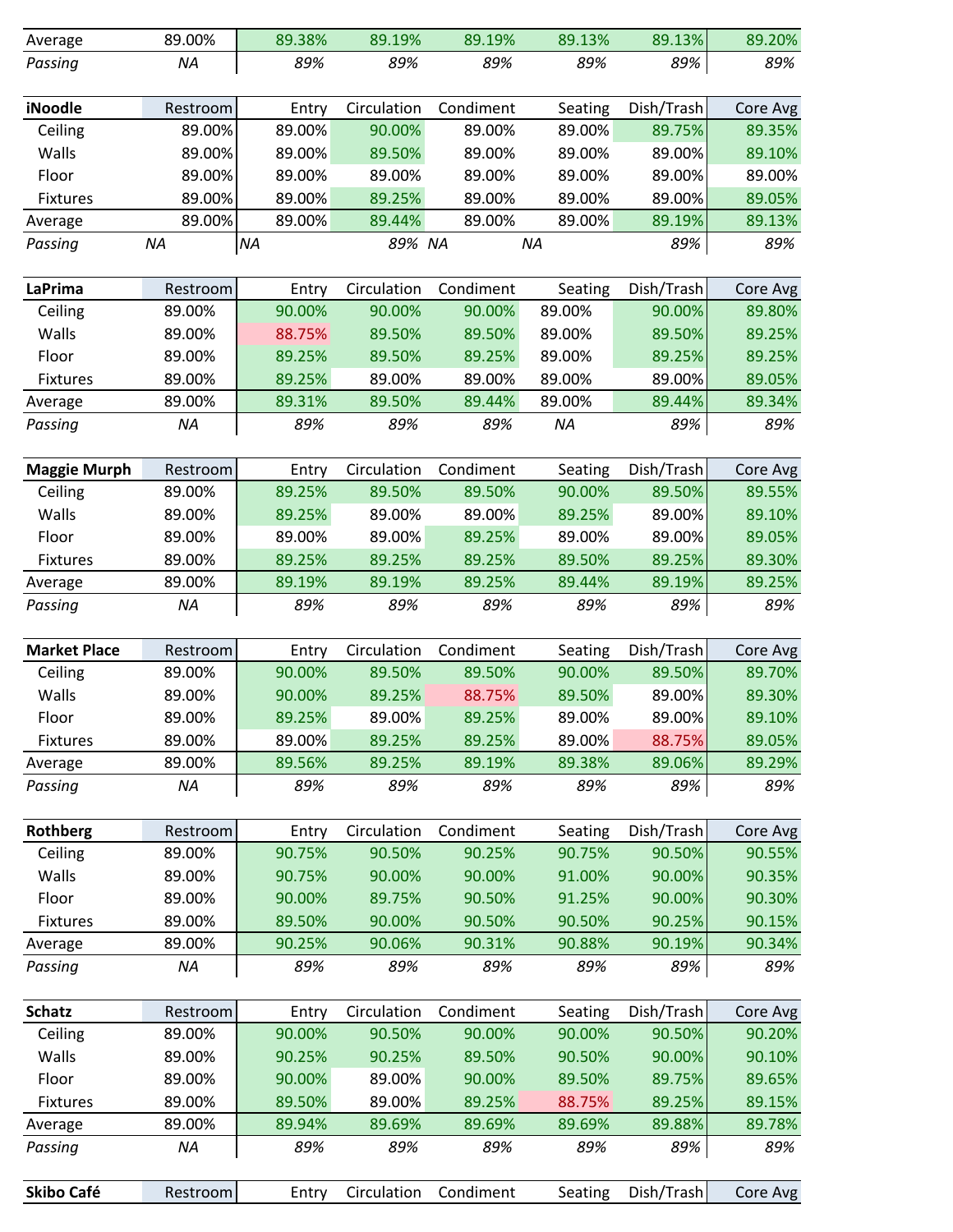| | Restroom | Entry | Circulation | Condiment | Seating | Dish/Trash | Core Avg |
|---|---|---|---|---|---|---|---|
| Average | 89.00% | 89.38% | 89.19% | 89.19% | 89.13% | 89.13% | 89.20% |
| *Passing* | *NA* | *89%* | *89%* | *89%* | *89%* | *89%* | *89%* |

| **iNoodle** | Restroom | Entry | Circulation | Condiment | Seating | Dish/Trash | Core Avg |
|---|---|---|---|---|---|---|---|
| Ceiling | 89.00% | 89.00% | 90.00% | 89.00% | 89.00% | 89.75% | 89.35% |
| Walls | 89.00% | 89.00% | 89.50% | 89.00% | 89.00% | 89.00% | 89.10% |
| Floor | 89.00% | 89.00% | 89.00% | 89.00% | 89.00% | 89.00% | 89.00% |
| Fixtures | 89.00% | 89.00% | 89.25% | 89.00% | 89.00% | 89.00% | 89.05% |
| Average | 89.00% | 89.00% | 89.44% | 89.00% | 89.00% | 89.19% | 89.13% |
| *Passing* | *NA* | *NA* | *89%* | *NA* | *NA* | *89%* | *89%* |

| **LaPrima** | Restroom | Entry | Circulation | Condiment | Seating | Dish/Trash | Core Avg |
|---|---|---|---|---|---|---|---|
| Ceiling | 89.00% | 90.00% | 90.00% | 90.00% | 89.00% | 90.00% | 89.80% |
| Walls | 89.00% | 88.75% | 89.50% | 89.50% | 89.00% | 89.50% | 89.25% |
| Floor | 89.00% | 89.25% | 89.50% | 89.25% | 89.00% | 89.25% | 89.25% |
| Fixtures | 89.00% | 89.25% | 89.00% | 89.00% | 89.00% | 89.00% | 89.05% |
| Average | 89.00% | 89.31% | 89.50% | 89.44% | 89.00% | 89.44% | 89.34% |
| *Passing* | *NA* | *89%* | *89%* | *89%* | *NA* | *89%* | *89%* |

| **Maggie Murph** | Restroom | Entry | Circulation | Condiment | Seating | Dish/Trash | Core Avg |
|---|---|---|---|---|---|---|---|
| Ceiling | 89.00% | 89.25% | 89.50% | 89.50% | 90.00% | 89.50% | 89.55% |
| Walls | 89.00% | 89.25% | 89.00% | 89.00% | 89.25% | 89.00% | 89.10% |
| Floor | 89.00% | 89.00% | 89.00% | 89.25% | 89.00% | 89.00% | 89.05% |
| Fixtures | 89.00% | 89.25% | 89.25% | 89.25% | 89.50% | 89.25% | 89.30% |
| Average | 89.00% | 89.19% | 89.19% | 89.25% | 89.44% | 89.19% | 89.25% |
| *Passing* | *NA* | *89%* | *89%* | *89%* | *89%* | *89%* | *89%* |

| **Market Place** | Restroom | Entry | Circulation | Condiment | Seating | Dish/Trash | Core Avg |
|---|---|---|---|---|---|---|---|
| Ceiling | 89.00% | 90.00% | 89.50% | 89.50% | 90.00% | 89.50% | 89.70% |
| Walls | 89.00% | 90.00% | 89.25% | 88.75% | 89.50% | 89.00% | 89.30% |
| Floor | 89.00% | 89.25% | 89.00% | 89.25% | 89.00% | 89.00% | 89.10% |
| Fixtures | 89.00% | 89.00% | 89.25% | 89.25% | 89.00% | 88.75% | 89.05% |
| Average | 89.00% | 89.56% | 89.25% | 89.19% | 89.38% | 89.06% | 89.29% |
| *Passing* | *NA* | *89%* | *89%* | *89%* | *89%* | *89%* | *89%* |

| **Rothberg** | Restroom | Entry | Circulation | Condiment | Seating | Dish/Trash | Core Avg |
|---|---|---|---|---|---|---|---|
| Ceiling | 89.00% | 90.75% | 90.50% | 90.25% | 90.75% | 90.50% | 90.55% |
| Walls | 89.00% | 90.75% | 90.00% | 90.00% | 91.00% | 90.00% | 90.35% |
| Floor | 89.00% | 90.00% | 89.75% | 90.50% | 91.25% | 90.00% | 90.30% |
| Fixtures | 89.00% | 89.50% | 90.00% | 90.50% | 90.50% | 90.25% | 90.15% |
| Average | 89.00% | 90.25% | 90.06% | 90.31% | 90.88% | 90.19% | 90.34% |
| *Passing* | *NA* | *89%* | *89%* | *89%* | *89%* | *89%* | *89%* |

| **Schatz** | Restroom | Entry | Circulation | Condiment | Seating | Dish/Trash | Core Avg |
|---|---|---|---|---|---|---|---|
| Ceiling | 89.00% | 90.00% | 90.50% | 90.00% | 90.00% | 90.50% | 90.20% |
| Walls | 89.00% | 90.25% | 90.25% | 89.50% | 90.50% | 90.00% | 90.10% |
| Floor | 89.00% | 90.00% | 89.00% | 90.00% | 89.50% | 89.75% | 89.65% |
| Fixtures | 89.00% | 89.50% | 89.00% | 89.25% | 88.75% | 89.25% | 89.15% |
| Average | 89.00% | 89.94% | 89.69% | 89.69% | 89.69% | 89.88% | 89.78% |
| *Passing* | *NA* | *89%* | *89%* | *89%* | *89%* | *89%* | *89%* |

| **Skibo Café** | Restroom | Entry | Circulation | Condiment | Seating | Dish/Trash | Core Avg |
|---|---|---|---|---|---|---|---|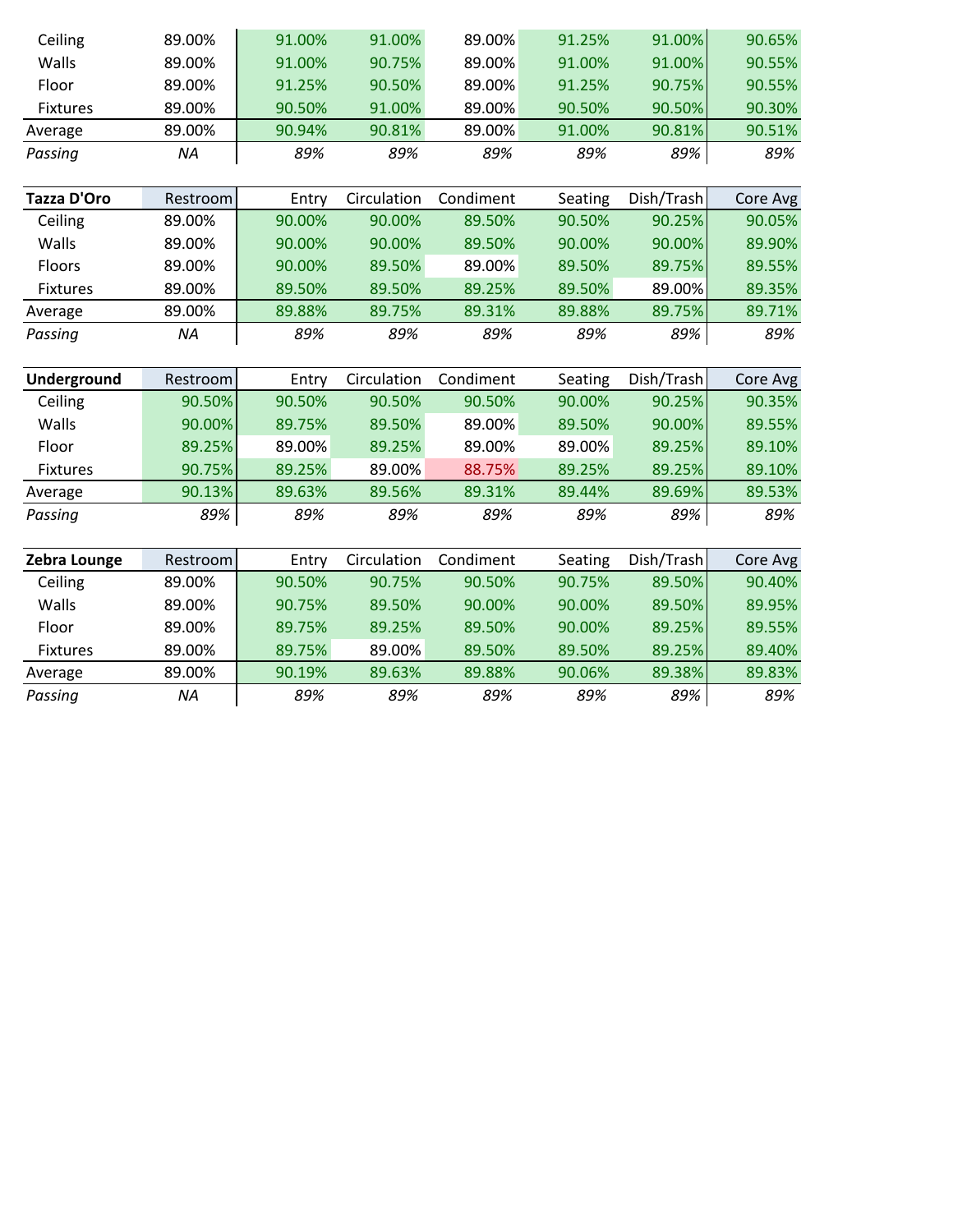| | | | | | | | |
|---|---|---|---|---|---|---|---|
| Ceiling | 89.00% | 91.00% | 91.00% | 89.00% | 91.25% | 91.00% | 90.65% |
| Walls | 89.00% | 91.00% | 90.75% | 89.00% | 91.00% | 91.00% | 90.55% |
| Floor | 89.00% | 91.25% | 90.50% | 89.00% | 91.25% | 90.75% | 90.55% |
| Fixtures | 89.00% | 90.50% | 91.00% | 89.00% | 90.50% | 90.50% | 90.30% |
| Average | 89.00% | 90.94% | 90.81% | 89.00% | 91.00% | 90.81% | 90.51% |
| *Passing* | *NA* | *89%* | *89%* | *89%* | *89%* | *89%* | *89%* |

| **Tazza D'Oro** | Restroom | Entry | Circulation | Condiment | Seating | Dish/Trash | Core Avg |
|---|---|---|---|---|---|---|---|
| Ceiling | 89.00% | 90.00% | 90.00% | 89.50% | 90.50% | 90.25% | 90.05% |
| Walls | 89.00% | 90.00% | 90.00% | 89.50% | 90.00% | 90.00% | 89.90% |
| Floors | 89.00% | 90.00% | 89.50% | 89.00% | 89.50% | 89.75% | 89.55% |
| Fixtures | 89.00% | 89.50% | 89.50% | 89.25% | 89.50% | 89.00% | 89.35% |
| Average | 89.00% | 89.88% | 89.75% | 89.31% | 89.88% | 89.75% | 89.71% |
| *Passing* | *NA* | *89%* | *89%* | *89%* | *89%* | *89%* | *89%* |

| **Underground** | Restroom | Entry | Circulation | Condiment | Seating | Dish/Trash | Core Avg |
|---|---|---|---|---|---|---|---|
| Ceiling | 90.50% | 90.50% | 90.50% | 90.50% | 90.00% | 90.25% | 90.35% |
| Walls | 90.00% | 89.75% | 89.50% | 89.00% | 89.50% | 90.00% | 89.55% |
| Floor | 89.25% | 89.00% | 89.25% | 89.00% | 89.00% | 89.25% | 89.10% |
| Fixtures | 90.75% | 89.25% | 89.00% | 88.75% | 89.25% | 89.25% | 89.10% |
| Average | 90.13% | 89.63% | 89.56% | 89.31% | 89.44% | 89.69% | 89.53% |
| *Passing* | *89%* | *89%* | *89%* | *89%* | *89%* | *89%* | *89%* |

| **Zebra Lounge** | Restroom | Entry | Circulation | Condiment | Seating | Dish/Trash | Core Avg |
|---|---|---|---|---|---|---|---|
| Ceiling | 89.00% | 90.50% | 90.75% | 90.50% | 90.75% | 89.50% | 90.40% |
| Walls | 89.00% | 90.75% | 89.50% | 90.00% | 90.00% | 89.50% | 89.95% |
| Floor | 89.00% | 89.75% | 89.25% | 89.50% | 90.00% | 89.25% | 89.55% |
| Fixtures | 89.00% | 89.75% | 89.00% | 89.50% | 89.50% | 89.25% | 89.40% |
| Average | 89.00% | 90.19% | 89.63% | 89.88% | 90.06% | 89.38% | 89.83% |
| *Passing* | *NA* | *89%* | *89%* | *89%* | *89%* | *89%* | *89%* |